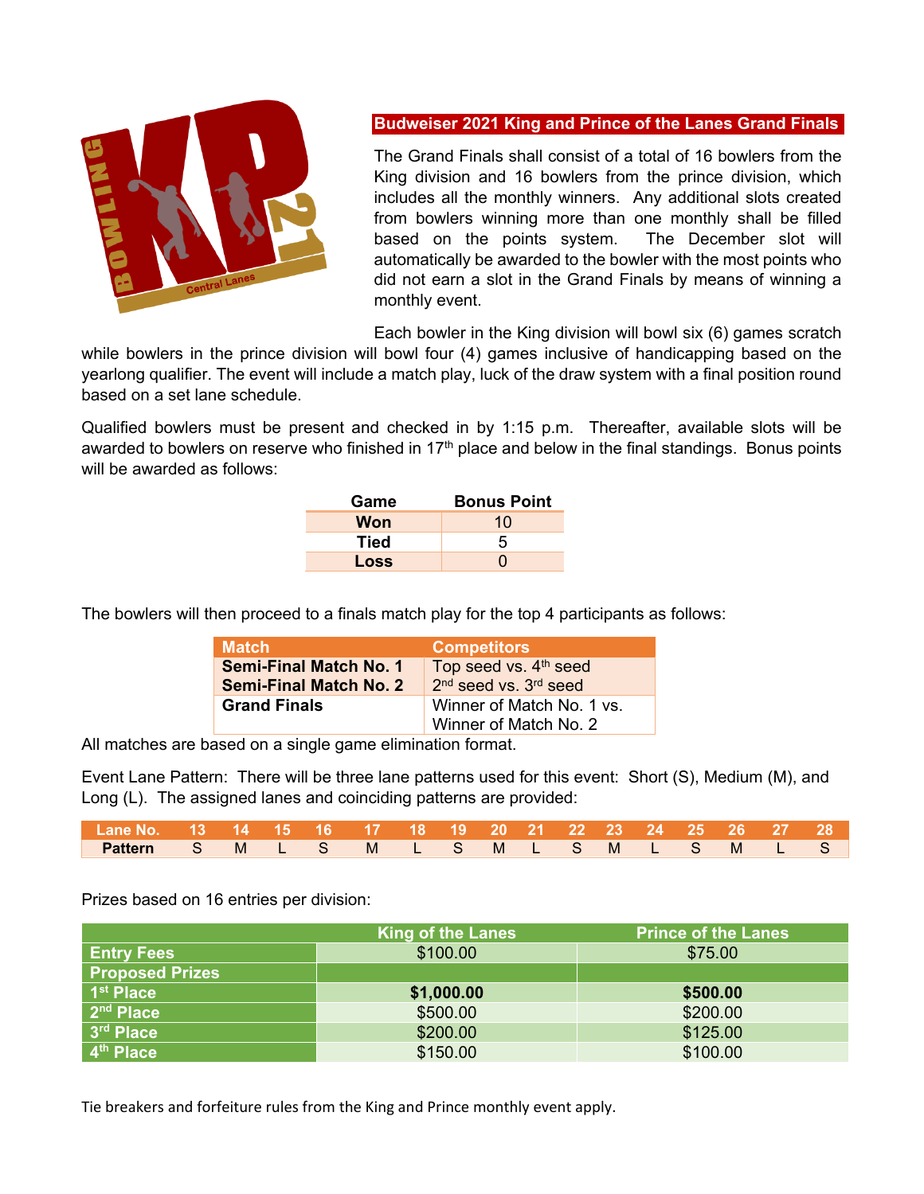## Budweiser 2021 King and Prince of the Lanes Grand Finals

The Grand Finals shall consist of a total of 16 bowlers from the King division and 16 bowlers from the prince division, which includes all the monthly winners. Any additional slots created from bowlers winning more than one monthly shall be filled based on the points system. The December slot will automatically be awarded to the bowler with the most points who did not earn a slot in the Grand Finals by means of winning a monthly event.

Each bowler in the King division will bowl six (6) games scratch while bowlers in the prince division will bowl four (4) games inclusive of handicapping based on the yearlong qualifier. The event will include a match play, luck of the draw system with a final position round based on a set lane schedule.

Qualified bowlers must be present and checked in by 1:15 p.m. Thereafter, available slots will be awarded to bowlers on reserve who finished in 17th place and below in the final standings. Bonus points will be awarded as follows:

| Game | Bonus Point |
|---|---|
| **Won** | 10 |
| **Tied** | 5 |
| **Loss** | 0 |

The bowlers will then proceed to a finals match play for the top 4 participants as follows:

| Match | Competitors |
|---|---|
| **Semi-Final Match No. 1** | Top seed vs. 4th seed |
| **Semi-Final Match No. 2** | 2nd seed vs. 3rd seed |
| **Grand Finals** | Winner of Match No. 1 vs. Winner of Match No. 2 |

All matches are based on a single game elimination format.

Event Lane Pattern: There will be three lane patterns used for this event: Short (S), Medium (M), and Long (L). The assigned lanes and coinciding patterns are provided:

| Lane No. | 13 | 14 | 15 | 16 | 17 | 18 | 19 | 20 | 21 | 22 | 23 | 24 | 25 | 26 | 27 | 28 |
|---|---|---|---|---|---|---|---|---|---|---|---|---|---|---|---|---|
| **Pattern** | S | M | L | S | M | L | S | M | L | S | M | L | S | M | L | S |

Prizes based on 16 entries per division:

| | King of the Lanes | Prince of the Lanes |
|---|---|---|
| **Entry Fees** | $100.00 | $75.00 |
| **Proposed Prizes** | | |
| **1st Place** | **$1,000.00** | **$500.00** |
| **2nd Place** | $500.00 | $200.00 |
| **3rd Place** | $200.00 | $125.00 |
| **4th Place** | $150.00 | $100.00 |

Tie breakers and forfeiture rules from the King and Prince monthly event apply.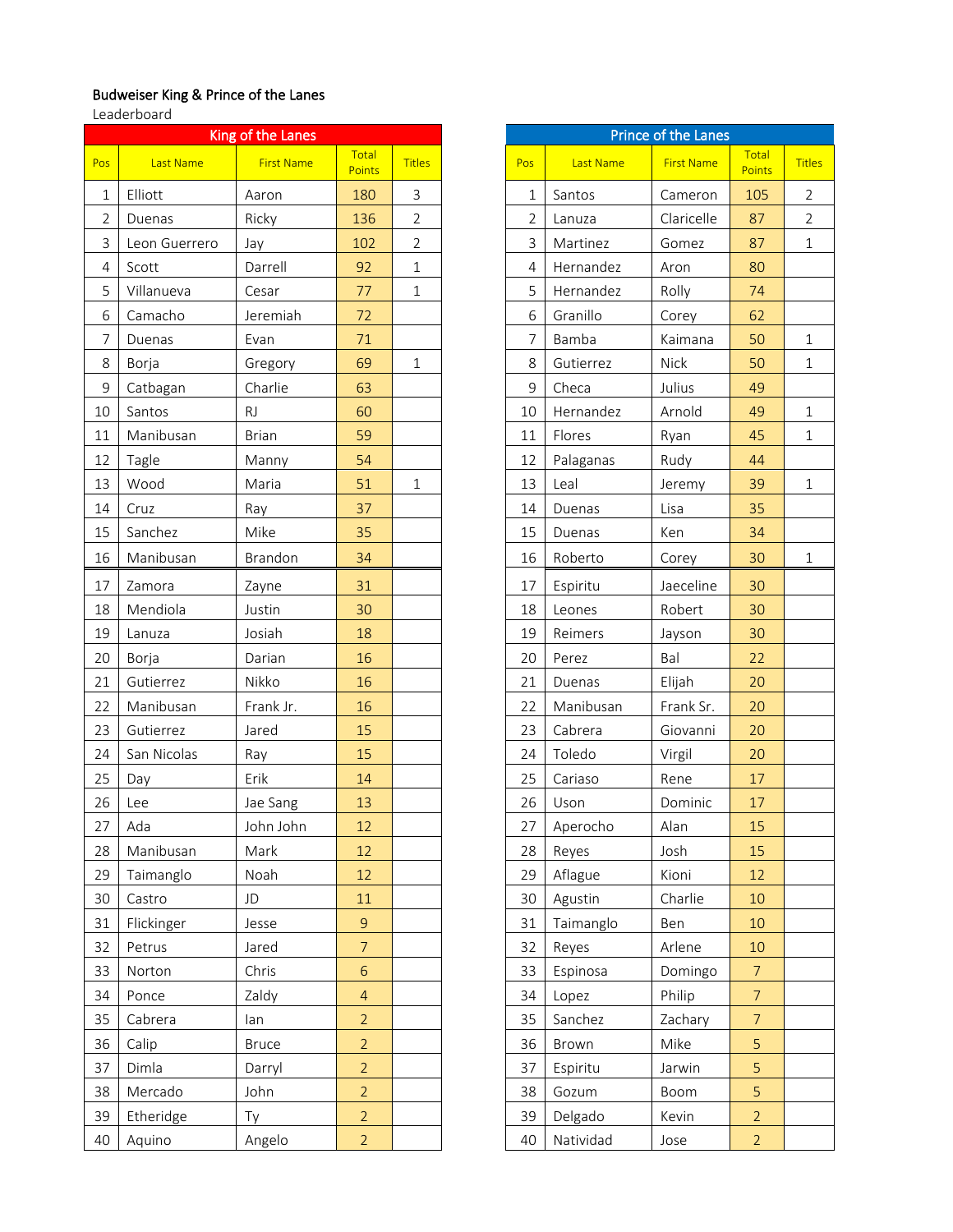**Budweiser King & Prince of the Lanes**

Leaderboard

## King of the Lanes

| Pos | Last Name | First Name | Total Points | Titles |
|---|---|---|---|---|
| 1 | Elliott | Aaron | 180 | 3 |
| 2 | Duenas | Ricky | 136 | 2 |
| 3 | Leon Guerrero | Jay | 102 | 2 |
| 4 | Scott | Darrell | 92 | 1 |
| 5 | Villanueva | Cesar | 77 | 1 |
| 6 | Camacho | Jeremiah | 72 | |
| 7 | Duenas | Evan | 71 | |
| 8 | Borja | Gregory | 69 | 1 |
| 9 | Catbagan | Charlie | 63 | |
| 10 | Santos | RJ | 60 | |
| 11 | Manibusan | Brian | 59 | |
| 12 | Tagle | Manny | 54 | |
| 13 | Wood | Maria | 51 | 1 |
| 14 | Cruz | Ray | 37 | |
| 15 | Sanchez | Mike | 35 | |
| 16 | Manibusan | Brandon | 34 | |
| 17 | Zamora | Zayne | 31 | |
| 18 | Mendiola | Justin | 30 | |
| 19 | Lanuza | Josiah | 18 | |
| 20 | Borja | Darian | 16 | |
| 21 | Gutierrez | Nikko | 16 | |
| 22 | Manibusan | Frank Jr. | 16 | |
| 23 | Gutierrez | Jared | 15 | |
| 24 | San Nicolas | Ray | 15 | |
| 25 | Day | Erik | 14 | |
| 26 | Lee | Jae Sang | 13 | |
| 27 | Ada | John John | 12 | |
| 28 | Manibusan | Mark | 12 | |
| 29 | Taimanglo | Noah | 12 | |
| 30 | Castro | JD | 11 | |
| 31 | Flickinger | Jesse | 9 | |
| 32 | Petrus | Jared | 7 | |
| 33 | Norton | Chris | 6 | |
| 34 | Ponce | Zaldy | 4 | |
| 35 | Cabrera | Ian | 2 | |
| 36 | Calip | Bruce | 2 | |
| 37 | Dimla | Darryl | 2 | |
| 38 | Mercado | John | 2 | |
| 39 | Etheridge | Ty | 2 | |
| 40 | Aquino | Angelo | 2 | |

## Prince of the Lanes

| Pos | Last Name | First Name | Total Points | Titles |
|---|---|---|---|---|
| 1 | Santos | Cameron | 105 | 2 |
| 2 | Lanuza | Claricelle | 87 | 2 |
| 3 | Martinez | Gomez | 87 | 1 |
| 4 | Hernandez | Aron | 80 | |
| 5 | Hernandez | Rolly | 74 | |
| 6 | Granillo | Corey | 62 | |
| 7 | Bamba | Kaimana | 50 | 1 |
| 8 | Gutierrez | Nick | 50 | 1 |
| 9 | Checa | Julius | 49 | |
| 10 | Hernandez | Arnold | 49 | 1 |
| 11 | Flores | Ryan | 45 | 1 |
| 12 | Palaganas | Rudy | 44 | |
| 13 | Leal | Jeremy | 39 | 1 |
| 14 | Duenas | Lisa | 35 | |
| 15 | Duenas | Ken | 34 | |
| 16 | Roberto | Corey | 30 | 1 |
| 17 | Espiritu | Jaeceline | 30 | |
| 18 | Leones | Robert | 30 | |
| 19 | Reimers | Jayson | 30 | |
| 20 | Perez | Bal | 22 | |
| 21 | Duenas | Elijah | 20 | |
| 22 | Manibusan | Frank Sr. | 20 | |
| 23 | Cabrera | Giovanni | 20 | |
| 24 | Toledo | Virgil | 20 | |
| 25 | Cariaso | Rene | 17 | |
| 26 | Uson | Dominic | 17 | |
| 27 | Aperocho | Alan | 15 | |
| 28 | Reyes | Josh | 15 | |
| 29 | Aflague | Kioni | 12 | |
| 30 | Agustin | Charlie | 10 | |
| 31 | Taimanglo | Ben | 10 | |
| 32 | Reyes | Arlene | 10 | |
| 33 | Espinosa | Domingo | 7 | |
| 34 | Lopez | Philip | 7 | |
| 35 | Sanchez | Zachary | 7 | |
| 36 | Brown | Mike | 5 | |
| 37 | Espiritu | Jarwin | 5 | |
| 38 | Gozum | Boom | 5 | |
| 39 | Delgado | Kevin | 2 | |
| 40 | Natividad | Jose | 2 | |